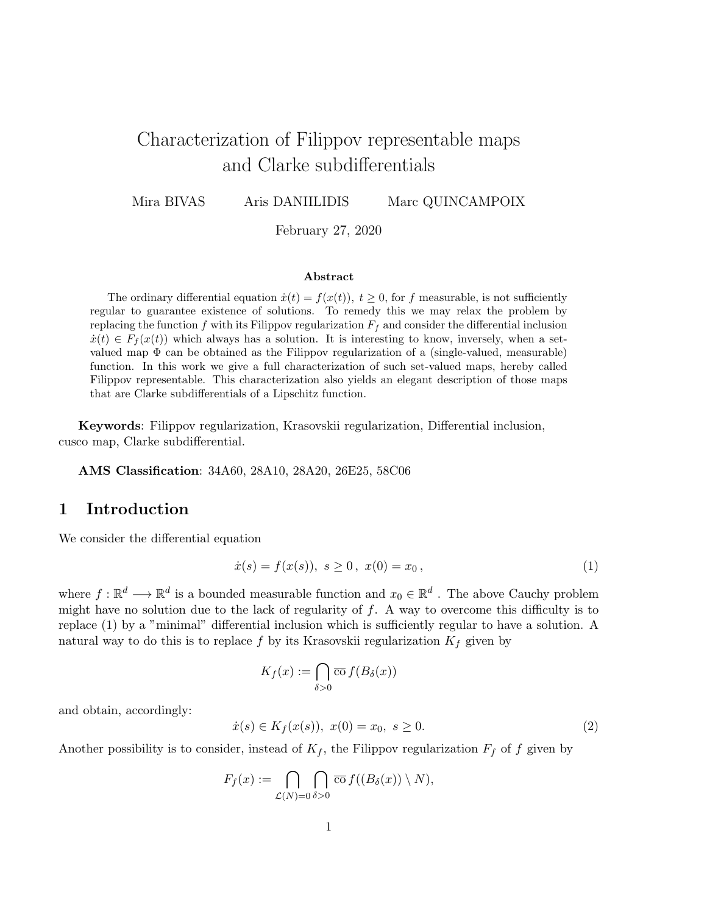# Characterization of Filippov representable maps and Clarke subdifferentials

Mira BIVAS  Aris DANIILIDIS  Marc QUINCAMPOIX

February 27, 2020

### Abstract

The ordinary differential equation $\dot{x}(t) = f(x(t))$, $t \geq 0$, for $f$ measurable, is not sufficiently regular to guarantee existence of solutions. To remedy this we may relax the problem by replacing the function $f$ with its Filippov regularization $F_f$ and consider the differential inclusion $\dot{x}(t) \in F_f(x(t))$ which always has a solution. It is interesting to know, inversely, when a set-valued map $\Phi$ can be obtained as the Filippov regularization of a (single-valued, measurable) function. In this work we give a full characterization of such set-valued maps, hereby called Filippov representable. This characterization also yields an elegant description of those maps that are Clarke subdifferentials of a Lipschitz function.

**Keywords**: Filippov regularization, Krasovskii regularization, Differential inclusion, cusco map, Clarke subdifferential.

**AMS Classification**: 34A60, 28A10, 28A20, 26E25, 58C06

## 1 Introduction

We consider the differential equation

$$\dot{x}(s) = f(x(s)),\ s \geq 0\,,\ x(0) = x_0\,, \tag{1}$$

where $f : \mathbb{R}^d \longrightarrow \mathbb{R}^d$ is a bounded measurable function and $x_0 \in \mathbb{R}^d$ . The above Cauchy problem might have no solution due to the lack of regularity of $f$. A way to overcome this difficulty is to replace (1) by a "minimal" differential inclusion which is sufficiently regular to have a solution. A natural way to do this is to replace $f$ by its Krasovskii regularization $K_f$ given by

$$K_f(x) := \bigcap_{\delta>0} \overline{\text{co}}\, f(B_\delta(x))$$

and obtain, accordingly:

$$\dot{x}(s) \in K_f(x(s)),\ x(0) = x_0,\ s \geq 0. \tag{2}$$

Another possibility is to consider, instead of $K_f$, the Filippov regularization $F_f$ of $f$ given by

$$F_f(x) := \bigcap_{\mathcal{L}(N)=0} \bigcap_{\delta>0} \overline{\text{co}}\, f((B_\delta(x)) \setminus N),$$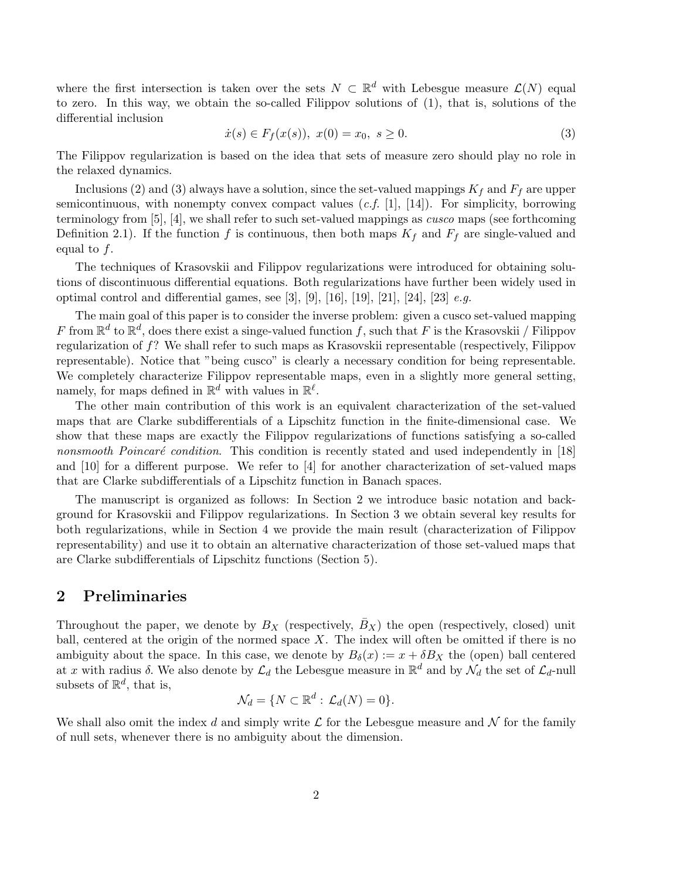where the first intersection is taken over the sets $N \subset \mathbb{R}^d$ with Lebesgue measure $\mathcal{L}(N)$ equal to zero. In this way, we obtain the so-called Filippov solutions of (1), that is, solutions of the differential inclusion

$$\dot{x}(s) \in F_f(x(s)),\ x(0) = x_0,\ s \geq 0. \tag{3}$$

The Filippov regularization is based on the idea that sets of measure zero should play no role in the relaxed dynamics.

Inclusions (2) and (3) always have a solution, since the set-valued mappings $K_f$ and $F_f$ are upper semicontinuous, with nonempty convex compact values (*c.f.* [1], [14]). For simplicity, borrowing terminology from [5], [4], we shall refer to such set-valued mappings as *cusco* maps (see forthcoming Definition 2.1). If the function $f$ is continuous, then both maps $K_f$ and $F_f$ are single-valued and equal to $f$.

The techniques of Krasovskii and Filippov regularizations were introduced for obtaining solutions of discontinuous differential equations. Both regularizations have further been widely used in optimal control and differential games, see [3], [9], [16], [19], [21], [24], [23] *e.g.*

The main goal of this paper is to consider the inverse problem: given a cusco set-valued mapping $F$ from $\mathbb{R}^d$ to $\mathbb{R}^d$, does there exist a singe-valued function $f$, such that $F$ is the Krasovskii / Filippov regularization of $f$? We shall refer to such maps as Krasovskii representable (respectively, Filippov representable). Notice that "being cusco" is clearly a necessary condition for being representable. We completely characterize Filippov representable maps, even in a slightly more general setting, namely, for maps defined in $\mathbb{R}^d$ with values in $\mathbb{R}^\ell$.

The other main contribution of this work is an equivalent characterization of the set-valued maps that are Clarke subdifferentials of a Lipschitz function in the finite-dimensional case. We show that these maps are exactly the Filippov regularizations of functions satisfying a so-called *nonsmooth Poincaré condition*. This condition is recently stated and used independently in [18] and [10] for a different purpose. We refer to [4] for another characterization of set-valued maps that are Clarke subdifferentials of a Lipschitz function in Banach spaces.

The manuscript is organized as follows: In Section 2 we introduce basic notation and background for Krasovskii and Filippov regularizations. In Section 3 we obtain several key results for both regularizations, while in Section 4 we provide the main result (characterization of Filippov representability) and use it to obtain an alternative characterization of those set-valued maps that are Clarke subdifferentials of Lipschitz functions (Section 5).

## 2 Preliminaries

Throughout the paper, we denote by $B_X$ (respectively, $\bar{B}_X$) the open (respectively, closed) unit ball, centered at the origin of the normed space $X$. The index will often be omitted if there is no ambiguity about the space. In this case, we denote by $B_\delta(x) := x + \delta B_X$ the (open) ball centered at $x$ with radius $\delta$. We also denote by $\mathcal{L}_d$ the Lebesgue measure in $\mathbb{R}^d$ and by $\mathcal{N}_d$ the set of $\mathcal{L}_d$-null subsets of $\mathbb{R}^d$, that is,

$$\mathcal{N}_d = \{N \subset \mathbb{R}^d : \mathcal{L}_d(N) = 0\}.$$

We shall also omit the index $d$ and simply write $\mathcal{L}$ for the Lebesgue measure and $\mathcal{N}$ for the family of null sets, whenever there is no ambiguity about the dimension.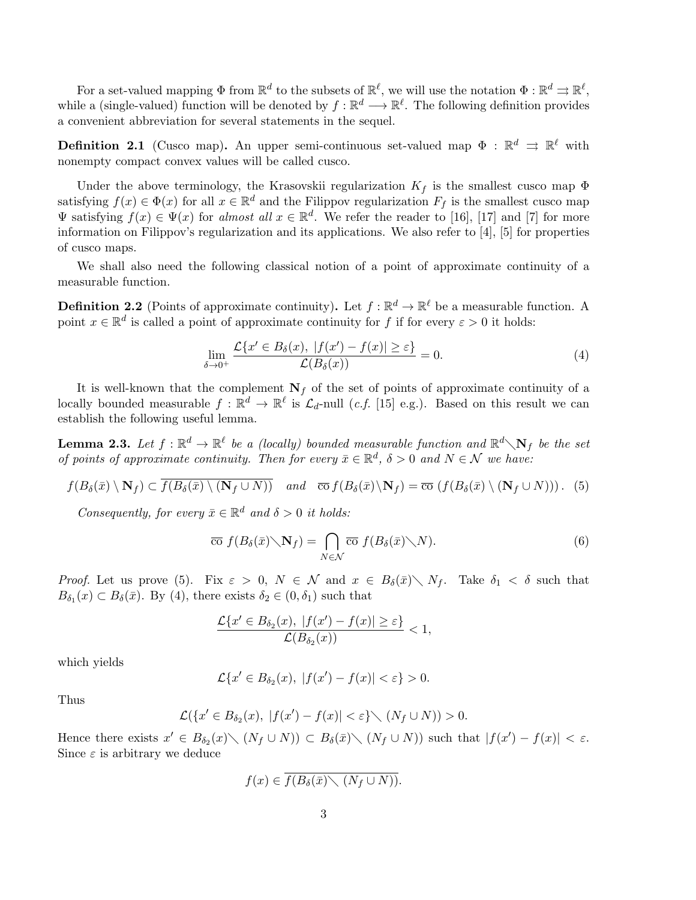For a set-valued mapping $\Phi$ from $\mathbb{R}^d$ to the subsets of $\mathbb{R}^\ell$, we will use the notation $\Phi : \mathbb{R}^d \rightrightarrows \mathbb{R}^\ell$, while a (single-valued) function will be denoted by $f : \mathbb{R}^d \longrightarrow \mathbb{R}^\ell$. The following definition provides a convenient abbreviation for several statements in the sequel.

**Definition 2.1** (Cusco map)**.** An upper semi-continuous set-valued map $\Phi : \mathbb{R}^d \rightrightarrows \mathbb{R}^\ell$ with nonempty compact convex values will be called cusco.

Under the above terminology, the Krasovskii regularization $K_f$ is the smallest cusco map $\Phi$ satisfying $f(x) \in \Phi(x)$ for all $x \in \mathbb{R}^d$ and the Filippov regularization $F_f$ is the smallest cusco map $\Psi$ satisfying $f(x) \in \Psi(x)$ for *almost all* $x \in \mathbb{R}^d$. We refer the reader to [16], [17] and [7] for more information on Filippov's regularization and its applications. We also refer to [4], [5] for properties of cusco maps.

We shall also need the following classical notion of a point of approximate continuity of a measurable function.

**Definition 2.2** (Points of approximate continuity)**.** Let $f : \mathbb{R}^d \to \mathbb{R}^\ell$ be a measurable function. A point $x \in \mathbb{R}^d$ is called a point of approximate continuity for $f$ if for every $\varepsilon > 0$ it holds:

$$\lim_{\delta \to 0^+} \frac{\mathcal{L}\{x' \in B_\delta(x),\ |f(x') - f(x)| \geq \varepsilon\}}{\mathcal{L}(B_\delta(x))} = 0. \tag{4}$$

It is well-known that the complement $\mathbf{N}_f$ of the set of points of approximate continuity of a locally bounded measurable $f : \mathbb{R}^d \to \mathbb{R}^\ell$ is $\mathcal{L}_d$-null (*c.f.* [15] e.g.). Based on this result we can establish the following useful lemma.

**Lemma 2.3.** *Let $f : \mathbb{R}^d \to \mathbb{R}^\ell$ be a (locally) bounded measurable function and $\mathbb{R}^d \diagdown \mathbf{N}_f$ be the set of points of approximate continuity. Then for every $\bar{x} \in \mathbb{R}^d$, $\delta > 0$ and $N \in \mathcal{N}$ we have:*

$$f(B_\delta(\bar{x}) \setminus \mathbf{N}_f) \subset \overline{f(B_\delta(\bar{x}) \setminus (\mathbf{N}_f \cup N))} \quad \text{and} \quad \overline{\text{co}}\, f(B_\delta(\bar{x}) \diagdown \mathbf{N}_f) = \overline{\text{co}}\, \left(f(B_\delta(\bar{x}) \setminus (\mathbf{N}_f \cup N))\right). \tag{5}$$

*Consequently, for every $\bar{x} \in \mathbb{R}^d$ and $\delta > 0$ it holds:*

$$\overline{\text{co}}\ f(B_\delta(\bar{x}) \diagdown \mathbf{N}_f) = \bigcap_{N \in \mathcal{N}} \overline{\text{co}}\ f(B_\delta(\bar{x}) \diagdown N). \tag{6}$$

*Proof.* Let us prove (5). Fix $\varepsilon > 0$, $N \in \mathcal{N}$ and $x \in B_\delta(\bar{x}) \diagdown N_f$. Take $\delta_1 < \delta$ such that $B_{\delta_1}(x) \subset B_\delta(\bar{x})$. By (4), there exists $\delta_2 \in (0, \delta_1)$ such that

$$\frac{\mathcal{L}\{x' \in B_{\delta_2}(x),\ |f(x') - f(x)| \geq \varepsilon\}}{\mathcal{L}(B_{\delta_2}(x))} < 1,$$

which yields

$$\mathcal{L}\{x' \in B_{\delta_2}(x),\ |f(x') - f(x)| < \varepsilon\} > 0.$$

Thus

$$\mathcal{L}(\{x' \in B_{\delta_2}(x),\ |f(x') - f(x)| < \varepsilon\} \diagdown (N_f \cup N)) > 0.$$

Hence there exists $x' \in B_{\delta_2}(x) \diagdown (N_f \cup N)) \subset B_\delta(\bar{x}) \diagdown (N_f \cup N))$ such that $|f(x') - f(x)| < \varepsilon$. Since $\varepsilon$ is arbitrary we deduce

$$f(x) \in \overline{f(B_\delta(\bar{x}) \diagdown (N_f \cup N))}.$$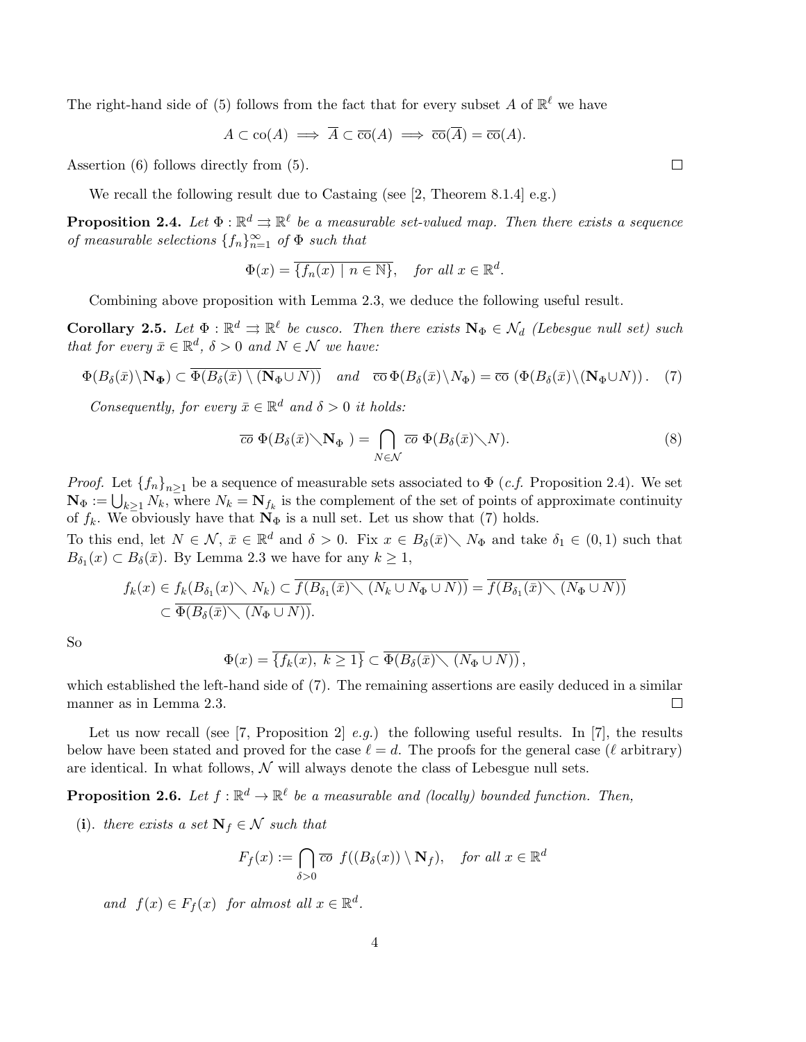The right-hand side of (5) follows from the fact that for every subset $A$ of $\mathbb{R}^\ell$ we have

$$A \subset \mathrm{co}(A) \implies \overline{A} \subset \overline{\mathrm{co}}(A) \implies \overline{\mathrm{co}}(\overline{A}) = \overline{\mathrm{co}}(A).$$

Assertion (6) follows directly from (5). $\square$

We recall the following result due to Castaing (see [2, Theorem 8.1.4] e.g.)

**Proposition 2.4.** *Let $\Phi : \mathbb{R}^d \rightrightarrows \mathbb{R}^\ell$ be a measurable set-valued map. Then there exists a sequence of measurable selections $\{f_n\}_{n=1}^\infty$ of $\Phi$ such that*

$$\Phi(x) = \overline{\{f_n(x) \mid n \in \mathbb{N}\}}, \quad \textit{for all } x \in \mathbb{R}^d.$$

Combining above proposition with Lemma 2.3, we deduce the following useful result.

**Corollary 2.5.** *Let $\Phi : \mathbb{R}^d \rightrightarrows \mathbb{R}^\ell$ be cusco. Then there exists $\mathbf{N}_\Phi \in \mathcal{N}_d$ (Lebesgue null set) such that for every $\bar{x} \in \mathbb{R}^d$, $\delta > 0$ and $N \in \mathcal{N}$ we have:*

$$\Phi(B_\delta(\bar{x}) \setminus \mathbf{N_\Phi}) \subset \overline{\Phi(B_\delta(\bar{x}) \setminus (\mathbf{N}_\Phi \cup N))} \quad \textit{and} \quad \overline{\mathrm{co}}\, \Phi(B_\delta(\bar{x}) \setminus N_\Phi) = \overline{\mathrm{co}}\, (\Phi(B_\delta(\bar{x}) \setminus (\mathbf{N}_\Phi \cup N)). \quad (7)$$

*Consequently, for every $\bar{x} \in \mathbb{R}^d$ and $\delta > 0$ it holds:*

$$\overline{co}\ \Phi(B_\delta(\bar{x}) \setminus \mathbf{N}_\Phi\ ) = \bigcap_{N \in \mathcal{N}} \overline{co}\ \Phi(B_\delta(\bar{x}) \setminus N). \quad (8)$$

*Proof.* Let $\{f_n\}_{n \geq 1}$ be a sequence of measurable sets associated to $\Phi$ (*c.f.* Proposition 2.4). We set $\mathbf{N}_\Phi := \bigcup_{k \geq 1} N_k$, where $N_k = \mathbf{N}_{f_k}$ is the complement of the set of points of approximate continuity of $f_k$. We obviously have that $\mathbf{N}_\Phi$ is a null set. Let us show that (7) holds.
To this end, let $N \in \mathcal{N}$, $\bar{x} \in \mathbb{R}^d$ and $\delta > 0$. Fix $x \in B_\delta(\bar{x}) \setminus N_\Phi$ and take $\delta_1 \in (0, 1)$ such that $B_{\delta_1}(x) \subset B_\delta(\bar{x})$. By Lemma 2.3 we have for any $k \geq 1$,

$$\begin{aligned} f_k(x) \in f_k(B_{\delta_1}(x) \setminus N_k) &\subset \overline{f(B_{\delta_1}(\bar{x}) \setminus (N_k \cup N_\Phi \cup N))} = \overline{f(B_{\delta_1}(\bar{x}) \setminus (N_\Phi \cup N))} \\ &\subset \overline{\Phi(B_\delta(\bar{x}) \setminus (N_\Phi \cup N))}. \end{aligned}$$

So

$$\Phi(x) = \overline{\{f_k(x),\ k \geq 1\}} \subset \overline{\Phi(B_\delta(\bar{x}) \setminus (N_\Phi \cup N))},$$

which established the left-hand side of (7). The remaining assertions are easily deduced in a similar manner as in Lemma 2.3. $\square$

Let us now recall (see [7, Proposition 2] *e.g.*) the following useful results. In [7], the results below have been stated and proved for the case $\ell = d$. The proofs for the general case ($\ell$ arbitrary) are identical. In what follows, $\mathcal{N}$ will always denote the class of Lebesgue null sets.

**Proposition 2.6.** *Let $f : \mathbb{R}^d \to \mathbb{R}^\ell$ be a measurable and (locally) bounded function. Then,*

**(i)**. *there exists a set $\mathbf{N}_f \in \mathcal{N}$ such that*

$$F_f(x) := \bigcap_{\delta > 0} \overline{co}\ f((B_\delta(x)) \setminus \mathbf{N}_f), \quad \textit{for all } x \in \mathbb{R}^d$$

*and $f(x) \in F_f(x)$ for almost all $x \in \mathbb{R}^d$.*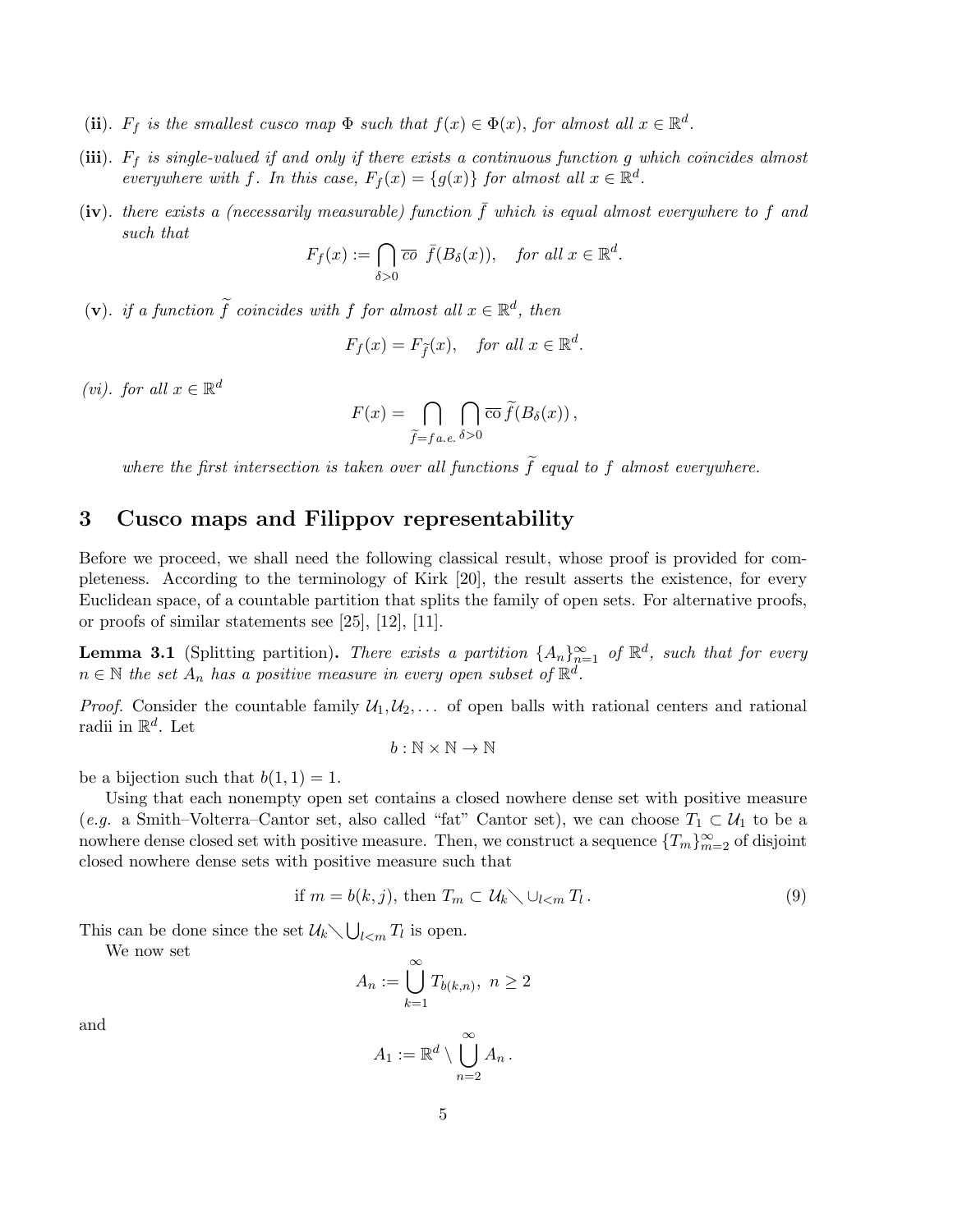**(ii)**. *$F_f$ is the smallest cusco map $\Phi$ such that $f(x) \in \Phi(x)$, for almost all $x \in \mathbb{R}^d$.*

**(iii)**. *$F_f$ is single-valued if and only if there exists a continuous function $g$ which coincides almost everywhere with $f$. In this case, $F_f(x) = \{g(x)\}$ for almost all $x \in \mathbb{R}^d$.*

**(iv)**. *there exists a (necessarily measurable) function $\bar{f}$ which is equal almost everywhere to $f$ and such that*

$$F_f(x) := \bigcap_{\delta>0} \overline{co}\ \bar{f}(B_\delta(x)), \quad \text{for all } x \in \mathbb{R}^d.$$

**(v)**. *if a function $\widetilde{f}$ coincides with $f$ for almost all $x \in \mathbb{R}^d$, then*

$$F_f(x) = F_{\widetilde{f}}(x), \quad \text{for all } x \in \mathbb{R}^d.$$

*(vi). for all $x \in \mathbb{R}^d$*

$$F(x) = \bigcap_{\widetilde{f}=f\,a.e.} \bigcap_{\delta>0} \overline{\text{co}}\, \widetilde{f}(B_\delta(x)),$$

*where the first intersection is taken over all functions $\widetilde{f}$ equal to $f$ almost everywhere.*

# 3 Cusco maps and Filippov representability

Before we proceed, we shall need the following classical result, whose proof is provided for completeness. According to the terminology of Kirk [20], the result asserts the existence, for every Euclidean space, of a countable partition that splits the family of open sets. For alternative proofs, or proofs of similar statements see [25], [12], [11].

**Lemma 3.1** (Splitting partition)**.** *There exists a partition $\{A_n\}_{n=1}^{\infty}$ of $\mathbb{R}^d$, such that for every $n \in \mathbb{N}$ the set $A_n$ has a positive measure in every open subset of $\mathbb{R}^d$.*

*Proof.* Consider the countable family $\mathcal{U}_1, \mathcal{U}_2, \ldots$ of open balls with rational centers and rational radii in $\mathbb{R}^d$. Let

$$b : \mathbb{N} \times \mathbb{N} \to \mathbb{N}$$

be a bijection such that $b(1,1) = 1$.

Using that each nonempty open set contains a closed nowhere dense set with positive measure (*e.g.* a Smith–Volterra–Cantor set, also called "fat" Cantor set), we can choose $T_1 \subset \mathcal{U}_1$ to be a nowhere dense closed set with positive measure. Then, we construct a sequence $\{T_m\}_{m=2}^{\infty}$ of disjoint closed nowhere dense sets with positive measure such that

$$\text{if } m = b(k,j), \text{ then } T_m \subset \mathcal{U}_k \setminus \cup_{l<m} T_l\,. \tag{9}$$

This can be done since the set $\mathcal{U}_k \setminus \bigcup_{l<m} T_l$ is open.

We now set

$$A_n := \bigcup_{k=1}^{\infty} T_{b(k,n)},\ n \geq 2$$

and

$$A_1 := \mathbb{R}^d \setminus \bigcup_{n=2}^{\infty} A_n\,.$$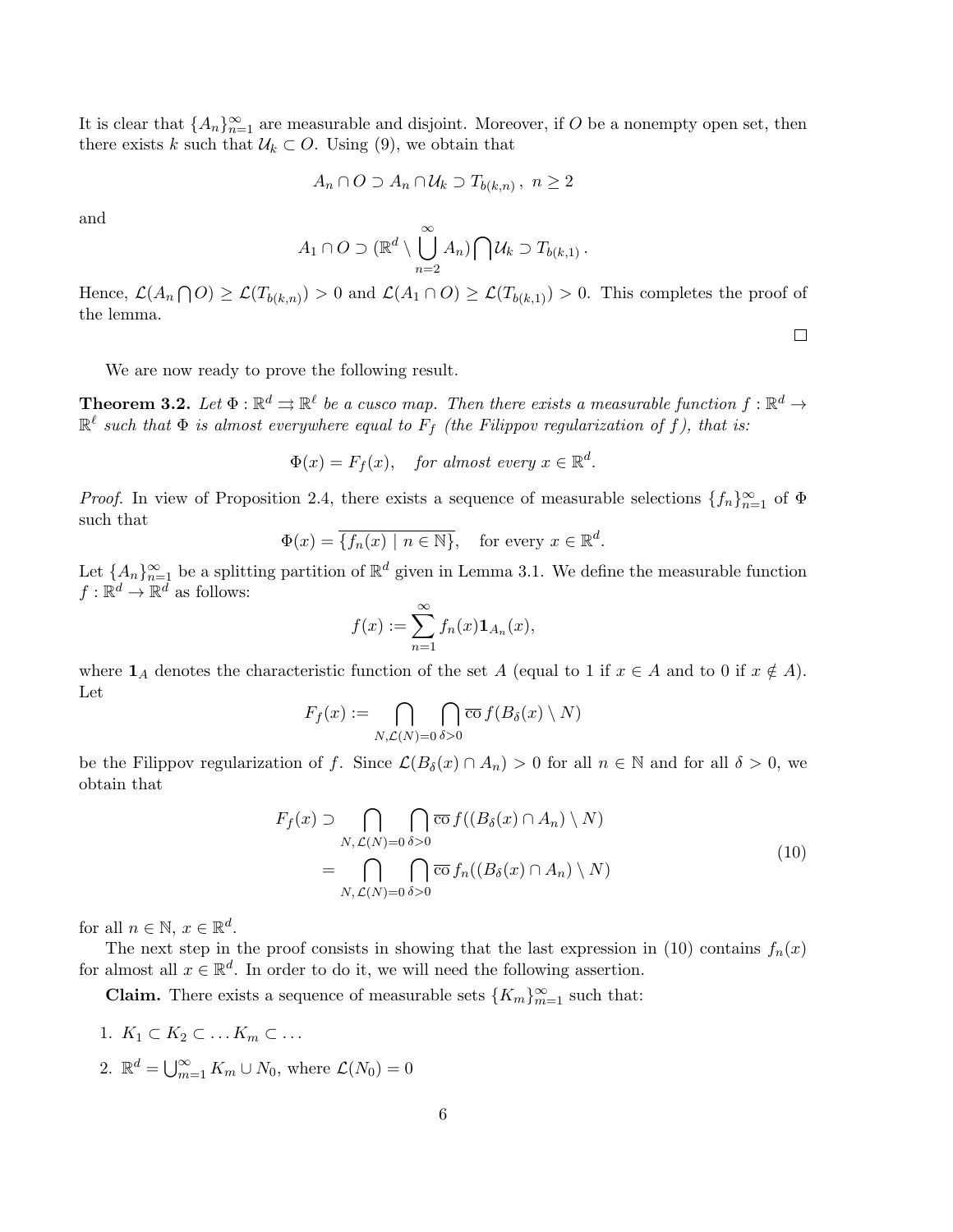It is clear that $\{A_n\}_{n=1}^\infty$ are measurable and disjoint. Moreover, if $O$ be a nonempty open set, then there exists $k$ such that $\mathcal{U}_k \subset O$. Using (9), we obtain that

$$A_n \cap O \supset A_n \cap \mathcal{U}_k \supset T_{b(k,n)}\,,\ n \geq 2$$

and

$$A_1 \cap O \supset (\mathbb{R}^d \setminus \bigcup_{n=2}^{\infty} A_n) \bigcap \mathcal{U}_k \supset T_{b(k,1)}\,.$$

Hence, $\mathcal{L}(A_n \bigcap O) \geq \mathcal{L}(T_{b(k,n)}) > 0$ and $\mathcal{L}(A_1 \cap O) \geq \mathcal{L}(T_{b(k,1)}) > 0$. This completes the proof of the lemma.

□

We are now ready to prove the following result.

**Theorem 3.2.** *Let $\Phi : \mathbb{R}^d \rightrightarrows \mathbb{R}^\ell$ be a cusco map. Then there exists a measurable function $f : \mathbb{R}^d \to \mathbb{R}^\ell$ such that $\Phi$ is almost everywhere equal to $F_f$ (the Filippov regularization of $f$), that is:*

$$\Phi(x) = F_f(x), \quad \textit{for almost every } x \in \mathbb{R}^d.$$

*Proof.* In view of Proposition 2.4, there exists a sequence of measurable selections $\{f_n\}_{n=1}^\infty$ of $\Phi$ such that

$$\Phi(x) = \overline{\{f_n(x) \mid n \in \mathbb{N}\}}, \quad \text{for every } x \in \mathbb{R}^d.$$

Let $\{A_n\}_{n=1}^\infty$ be a splitting partition of $\mathbb{R}^d$ given in Lemma 3.1. We define the measurable function $f : \mathbb{R}^d \to \mathbb{R}^d$ as follows:

$$f(x) := \sum_{n=1}^{\infty} f_n(x) \mathbf{1}_{A_n}(x),$$

where $\mathbf{1}_A$ denotes the characteristic function of the set $A$ (equal to 1 if $x \in A$ and to 0 if $x \notin A$). Let

$$F_f(x) := \bigcap_{N, \mathcal{L}(N)=0} \bigcap_{\delta>0} \overline{\text{co}}\, f(B_\delta(x) \setminus N)$$

be the Filippov regularization of $f$. Since $\mathcal{L}(B_\delta(x) \cap A_n) > 0$ for all $n \in \mathbb{N}$ and for all $\delta > 0$, we obtain that

$$\begin{aligned} F_f(x) &\supset \bigcap_{N,\, \mathcal{L}(N)=0} \bigcap_{\delta>0} \overline{\text{co}}\, f((B_\delta(x) \cap A_n) \setminus N) \\ &= \bigcap_{N,\, \mathcal{L}(N)=0} \bigcap_{\delta>0} \overline{\text{co}}\, f_n((B_\delta(x) \cap A_n) \setminus N) \end{aligned} \tag{10}$$

for all $n \in \mathbb{N}$, $x \in \mathbb{R}^d$.

The next step in the proof consists in showing that the last expression in (10) contains $f_n(x)$ for almost all $x \in \mathbb{R}^d$. In order to do it, we will need the following assertion.

**Claim.** There exists a sequence of measurable sets $\{K_m\}_{m=1}^\infty$ such that:

1. $K_1 \subset K_2 \subset \ldots K_m \subset \ldots$
2. $\mathbb{R}^d = \bigcup_{m=1}^\infty K_m \cup N_0$, where $\mathcal{L}(N_0) = 0$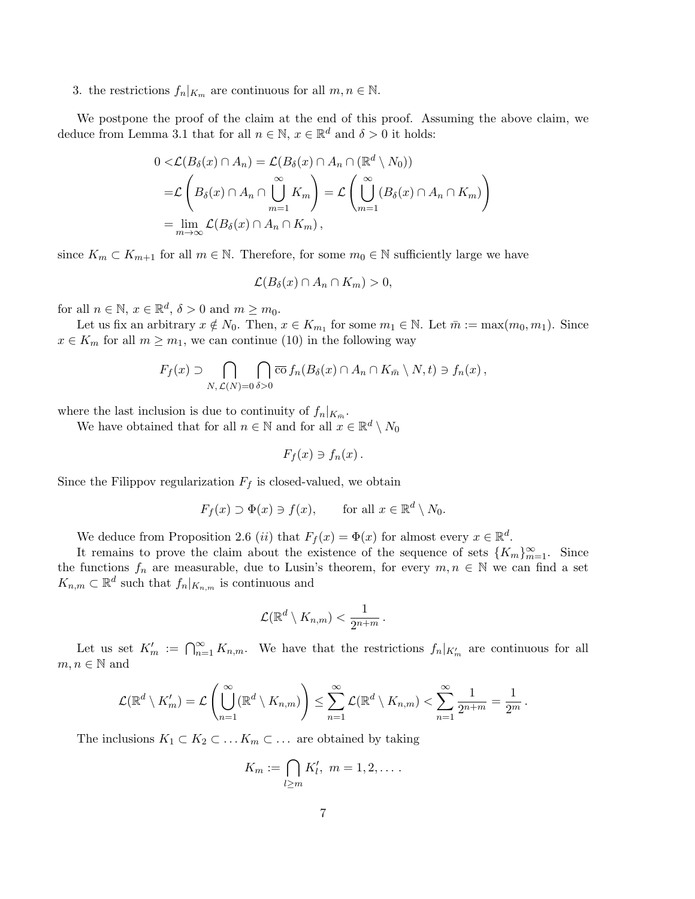3. the restrictions $f_n|_{K_m}$ are continuous for all $m, n \in \mathbb{N}$.

We postpone the proof of the claim at the end of this proof. Assuming the above claim, we deduce from Lemma 3.1 that for all $n \in \mathbb{N}$, $x \in \mathbb{R}^d$ and $\delta > 0$ it holds:

$$
\begin{aligned}
0 <& \mathcal{L}(B_\delta(x) \cap A_n) = \mathcal{L}(B_\delta(x) \cap A_n \cap (\mathbb{R}^d \setminus N_0)) \\
=& \mathcal{L}\left(B_\delta(x) \cap A_n \cap \bigcup_{m=1}^{\infty} K_m\right) = \mathcal{L}\left(\bigcup_{m=1}^{\infty} (B_\delta(x) \cap A_n \cap K_m)\right) \\
=& \lim_{m\to\infty} \mathcal{L}(B_\delta(x) \cap A_n \cap K_m),
\end{aligned}
$$

since $K_m \subset K_{m+1}$ for all $m \in \mathbb{N}$. Therefore, for some $m_0 \in \mathbb{N}$ sufficiently large we have

$$
\mathcal{L}(B_\delta(x) \cap A_n \cap K_m) > 0,
$$

for all $n \in \mathbb{N}$, $x \in \mathbb{R}^d$, $\delta > 0$ and $m \geq m_0$.

Let us fix an arbitrary $x \notin N_0$. Then, $x \in K_{m_1}$ for some $m_1 \in \mathbb{N}$. Let $\bar{m} := \max(m_0, m_1)$. Since $x \in K_m$ for all $m \geq m_1$, we can continue (10) in the following way

$$
F_f(x) \supset \bigcap_{N,\, \mathcal{L}(N)=0} \bigcap_{\delta>0} \overline{\text{co}}\, f_n(B_\delta(x) \cap A_n \cap K_{\bar{m}} \setminus N, t) \ni f_n(x),
$$

where the last inclusion is due to continuity of $f_n|_{K_{\bar{m}}}$.

We have obtained that for all $n \in \mathbb{N}$ and for all $x \in \mathbb{R}^d \setminus N_0$

$$
F_f(x) \ni f_n(x).
$$

Since the Filippov regularization $F_f$ is closed-valued, we obtain

$$
F_f(x) \supset \Phi(x) \ni f(x), \qquad \text{for all } x \in \mathbb{R}^d \setminus N_0.
$$

We deduce from Proposition 2.6 $(ii)$ that $F_f(x) = \Phi(x)$ for almost every $x \in \mathbb{R}^d$.

It remains to prove the claim about the existence of the sequence of sets $\{K_m\}_{m=1}^{\infty}$. Since the functions $f_n$ are measurable, due to Lusin's theorem, for every $m, n \in \mathbb{N}$ we can find a set $K_{n,m} \subset \mathbb{R}^d$ such that $f_n|_{K_{n,m}}$ is continuous and

$$
\mathcal{L}(\mathbb{R}^d \setminus K_{n,m}) < \frac{1}{2^{n+m}}.
$$

Let us set $K'_m := \bigcap_{n=1}^{\infty} K_{n,m}$. We have that the restrictions $f_n|_{K'_m}$ are continuous for all $m, n \in \mathbb{N}$ and

$$
\mathcal{L}(\mathbb{R}^d \setminus K'_m) = \mathcal{L}\left(\bigcup_{n=1}^{\infty} (\mathbb{R}^d \setminus K_{n,m})\right) \leq \sum_{n=1}^{\infty} \mathcal{L}(\mathbb{R}^d \setminus K_{n,m}) < \sum_{n=1}^{\infty} \frac{1}{2^{n+m}} = \frac{1}{2^m}.
$$

The inclusions $K_1 \subset K_2 \subset \ldots K_m \subset \ldots$ are obtained by taking

$$
K_m := \bigcap_{l \geq m} K'_l, \ m = 1, 2, \ldots.
$$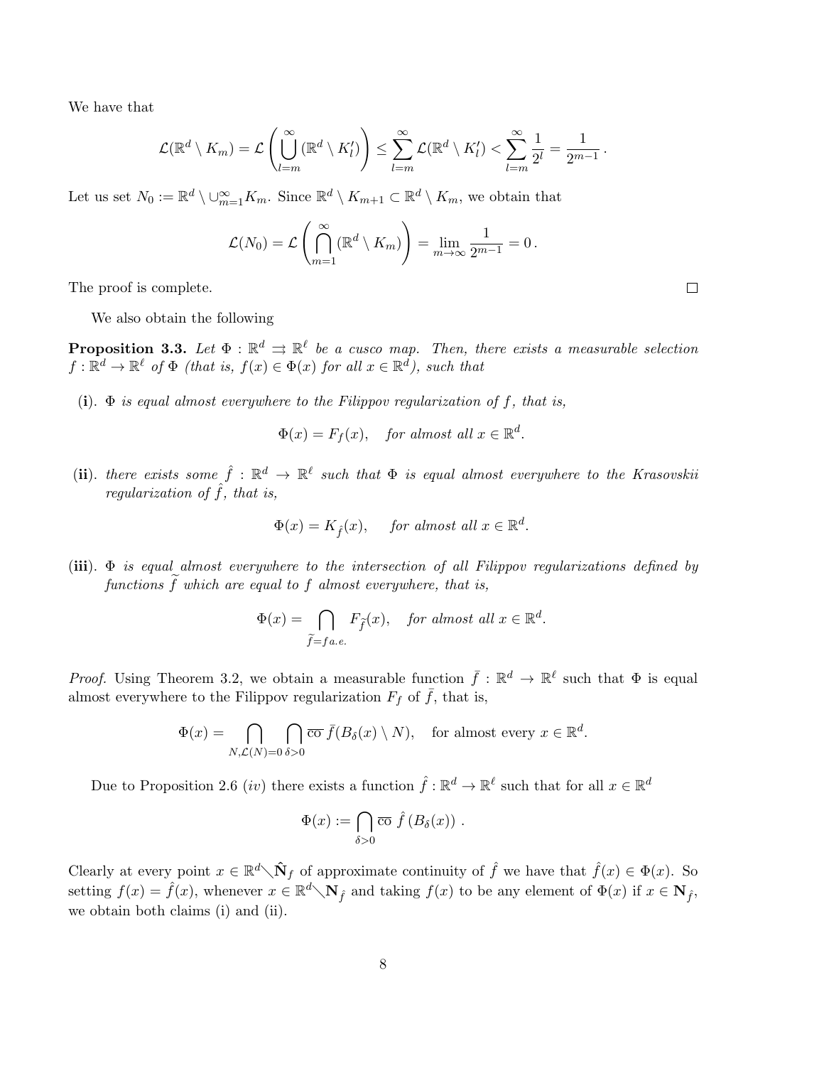We have that

$$\mathcal{L}(\mathbb{R}^d \setminus K_m) = \mathcal{L}\left(\bigcup_{l=m}^{\infty}(\mathbb{R}^d \setminus K_l')\right) \leq \sum_{l=m}^{\infty}\mathcal{L}(\mathbb{R}^d \setminus K_l') < \sum_{l=m}^{\infty}\frac{1}{2^l} = \frac{1}{2^{m-1}}\,.$$

Let us set $N_0 := \mathbb{R}^d \setminus \cup_{m=1}^{\infty} K_m$. Since $\mathbb{R}^d \setminus K_{m+1} \subset \mathbb{R}^d \setminus K_m$, we obtain that

$$\mathcal{L}(N_0) = \mathcal{L}\left(\bigcap_{m=1}^{\infty}(\mathbb{R}^d \setminus K_m)\right) = \lim_{m\to\infty}\frac{1}{2^{m-1}} = 0\,.$$

The proof is complete. $\square$

We also obtain the following

**Proposition 3.3.** *Let $\Phi : \mathbb{R}^d \rightrightarrows \mathbb{R}^\ell$ be a cusco map. Then, there exists a measurable selection $f : \mathbb{R}^d \to \mathbb{R}^\ell$ of $\Phi$ (that is, $f(x) \in \Phi(x)$ for all $x \in \mathbb{R}^d$), such that*

**(i)**. *$\Phi$ is equal almost everywhere to the Filippov regularization of $f$, that is,*

$$\Phi(x) = F_f(x), \quad \textit{for almost all } x \in \mathbb{R}^d.$$

**(ii)**. *there exists some $\hat{f} : \mathbb{R}^d \to \mathbb{R}^\ell$ such that $\Phi$ is equal almost everywhere to the Krasovskii regularization of $\hat{f}$, that is,*

$$\Phi(x) = K_{\hat{f}}(x), \quad \textit{for almost all } x \in \mathbb{R}^d.$$

**(iii)**. *$\Phi$ is equal almost everywhere to the intersection of all Filippov regularizations defined by functions $\widetilde{f}$ which are equal to $f$ almost everywhere, that is,*

$$\Phi(x) = \bigcap_{\widetilde{f}=f\,a.e.} F_{\widetilde{f}}(x), \quad \textit{for almost all } x \in \mathbb{R}^d.$$

*Proof.* Using Theorem 3.2, we obtain a measurable function $\bar{f} : \mathbb{R}^d \to \mathbb{R}^\ell$ such that $\Phi$ is equal almost everywhere to the Filippov regularization $F_f$ of $\bar{f}$, that is,

$$\Phi(x) = \bigcap_{N,\mathcal{L}(N)=0}\bigcap_{\delta>0}\overline{\text{co}}\,\bar{f}(B_\delta(x)\setminus N), \quad \text{for almost every } x \in \mathbb{R}^d.$$

Due to Proposition 2.6 $(iv)$ there exists a function $\hat{f} : \mathbb{R}^d \to \mathbb{R}^\ell$ such that for all $x \in \mathbb{R}^d$

$$\Phi(x) := \bigcap_{\delta>0}\overline{\text{co}}\;\hat{f}\left(B_\delta(x)\right)\,.$$

Clearly at every point $x \in \mathbb{R}^d \diagdown \hat{\mathbf{N}}_f$ of approximate continuity of $\hat{f}$ we have that $\hat{f}(x) \in \Phi(x)$. So setting $f(x) = \hat{f}(x)$, whenever $x \in \mathbb{R}^d \diagdown \mathbf{N}_{\hat{f}}$ and taking $f(x)$ to be any element of $\Phi(x)$ if $x \in \mathbf{N}_{\hat{f}}$, we obtain both claims (i) and (ii).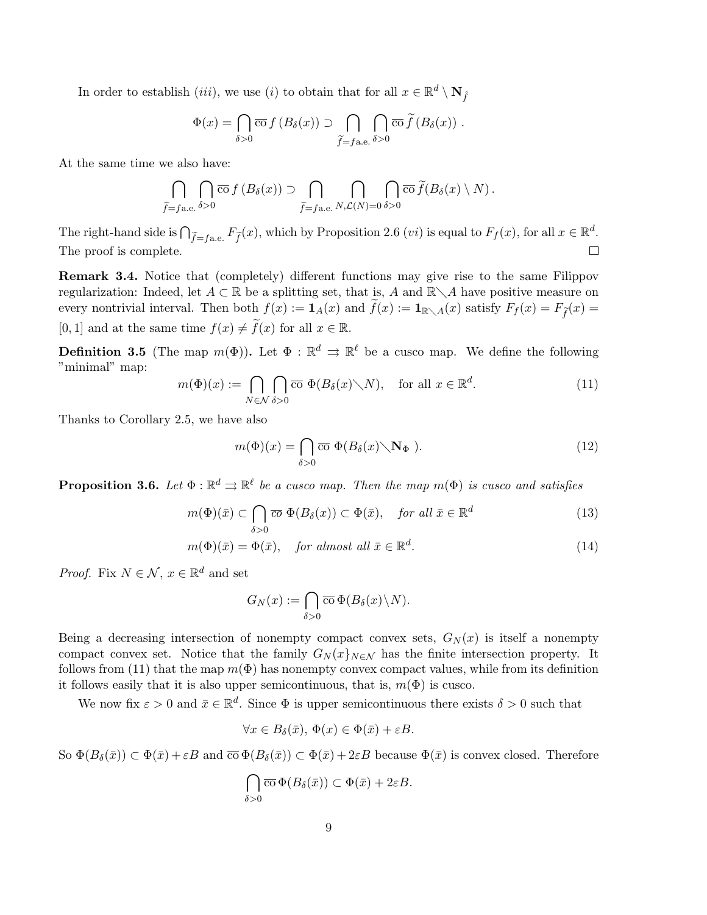In order to establish $(iii)$, we use $(i)$ to obtain that for all $x \in \mathbb{R}^d \setminus \mathbf{N}_{\hat{f}}$

$$\Phi(x) = \bigcap_{\delta>0} \overline{\text{co}}\, f\left(B_\delta(x)\right) \supset \bigcap_{\widetilde{f}=f\text{a.e.}} \bigcap_{\delta>0} \overline{\text{co}}\, \widetilde{f}\left(B_\delta(x)\right).$$

At the same time we also have:

$$\bigcap_{\widetilde{f}=f\text{a.e.}} \bigcap_{\delta>0} \overline{\text{co}}\, f\left(B_\delta(x)\right) \supset \bigcap_{\widetilde{f}=f\text{a.e.}} \bigcap_{N, \mathcal{L}(N)=0} \bigcap_{\delta>0} \overline{\text{co}}\, \widetilde{f}(B_\delta(x) \setminus N).$$

The right-hand side is $\bigcap_{\widetilde{f}=f\text{a.e.}} F_{\widetilde{f}}(x)$, which by Proposition 2.6 $(vi)$ is equal to $F_f(x)$, for all $x \in \mathbb{R}^d$. The proof is complete. $\square$

**Remark 3.4.** Notice that (completely) different functions may give rise to the same Filippov regularization: Indeed, let $A \subset \mathbb{R}$ be a splitting set, that is, $A$ and $\mathbb{R} \smallsetminus A$ have positive measure on every nontrivial interval. Then both $f(x) := \mathbf{1}_A(x)$ and $\widetilde{f}(x) := \mathbf{1}_{\mathbb{R}\smallsetminus A}(x)$ satisfy $F_f(x) = F_{\widetilde{f}}(x) = [0, 1]$ and at the same time $f(x) \neq \widetilde{f}(x)$ for all $x \in \mathbb{R}$.

**Definition 3.5** (The map $m(\Phi)$)**.** Let $\Phi : \mathbb{R}^d \rightrightarrows \mathbb{R}^\ell$ be a cusco map. We define the following "minimal" map:

$$m(\Phi)(x) := \bigcap_{N\in\mathcal{N}} \bigcap_{\delta>0} \overline{\text{co}}\ \Phi(B_\delta(x) \smallsetminus N), \quad \text{for all } x \in \mathbb{R}^d. \tag{11}$$

Thanks to Corollary 2.5, we have also

$$m(\Phi)(x) = \bigcap_{\delta>0} \overline{\text{co}}\ \Phi(B_\delta(x) \smallsetminus \mathbf{N}_\Phi\ ). \tag{12}$$

**Proposition 3.6.** *Let $\Phi : \mathbb{R}^d \rightrightarrows \mathbb{R}^\ell$ be a cusco map. Then the map $m(\Phi)$ is cusco and satisfies*

$$m(\Phi)(\bar{x}) \subset \bigcap_{\delta>0} \overline{co}\ \Phi(B_\delta(x)) \subset \Phi(\bar{x}), \quad \textit{for all } \bar{x} \in \mathbb{R}^d \tag{13}$$

$$m(\Phi)(\bar{x}) = \Phi(\bar{x}), \quad \textit{for almost all } \bar{x} \in \mathbb{R}^d. \tag{14}$$

*Proof.* Fix $N \in \mathcal{N}$, $x \in \mathbb{R}^d$ and set

$$G_N(x) := \bigcap_{\delta>0} \overline{\text{co}}\, \Phi(B_\delta(x) \smallsetminus N).$$

Being a decreasing intersection of nonempty compact convex sets, $G_N(x)$ is itself a nonempty compact convex set. Notice that the family $G_N(x\}_{N\in\mathcal{N}}$ has the finite intersection property. It follows from (11) that the map $m(\Phi)$ has nonempty convex compact values, while from its definition it follows easily that it is also upper semicontinuous, that is, $m(\Phi)$ is cusco.

We now fix $\varepsilon > 0$ and $\bar{x} \in \mathbb{R}^d$. Since $\Phi$ is upper semicontinuous there exists $\delta > 0$ such that

$$\forall x \in B_\delta(\bar{x}),\ \Phi(x) \in \Phi(\bar{x}) + \varepsilon B.$$

So $\Phi(B_\delta(\bar{x})) \subset \Phi(\bar{x}) + \varepsilon B$ and $\overline{\text{co}}\, \Phi(B_\delta(\bar{x})) \subset \Phi(\bar{x}) + 2\varepsilon B$ because $\Phi(\bar{x})$ is convex closed. Therefore

$$\bigcap_{\delta>0} \overline{\text{co}}\, \Phi(B_\delta(\bar{x})) \subset \Phi(\bar{x}) + 2\varepsilon B.$$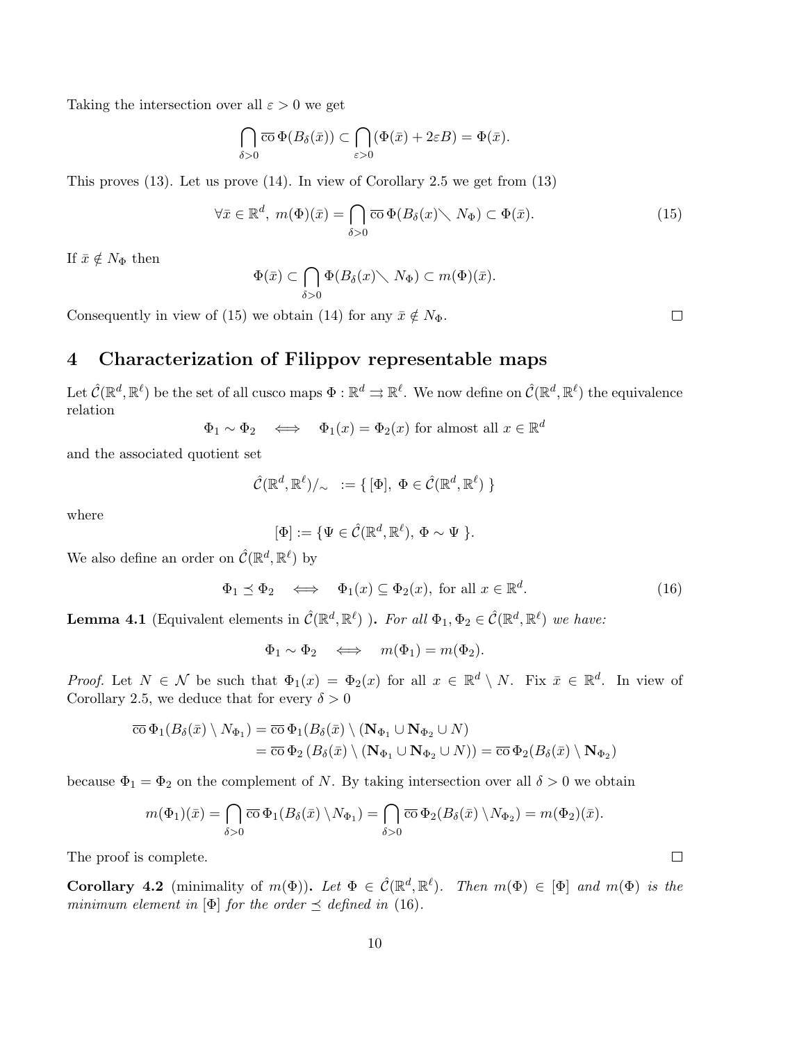Taking the intersection over all $\varepsilon > 0$ we get

$$\bigcap_{\delta>0} \overline{\text{co}}\, \Phi(B_\delta(\bar{x})) \subset \bigcap_{\varepsilon>0} (\Phi(\bar{x}) + 2\varepsilon B) = \Phi(\bar{x}).$$

This proves (13). Let us prove (14). In view of Corollary 2.5 we get from (13)

$$\forall \bar{x} \in \mathbb{R}^d,\ m(\Phi)(\bar{x}) = \bigcap_{\delta>0} \overline{\text{co}}\, \Phi(B_\delta(x) \setminus N_\Phi) \subset \Phi(\bar{x}). \tag{15}$$

If $\bar{x} \notin N_\Phi$ then

$$\Phi(\bar{x}) \subset \bigcap_{\delta>0} \Phi(B_\delta(x) \setminus N_\Phi) \subset m(\Phi)(\bar{x}).$$

Consequently in view of (15) we obtain (14) for any $\bar{x} \notin N_\Phi$. $\square$

# 4 Characterization of Filippov representable maps

Let $\hat{\mathcal{C}}(\mathbb{R}^d, \mathbb{R}^\ell)$ be the set of all cusco maps $\Phi : \mathbb{R}^d \rightrightarrows \mathbb{R}^\ell$. We now define on $\hat{\mathcal{C}}(\mathbb{R}^d, \mathbb{R}^\ell)$ the equivalence relation

$$\Phi_1 \sim \Phi_2 \iff \Phi_1(x) = \Phi_2(x) \text{ for almost all } x \in \mathbb{R}^d$$

and the associated quotient set

$$\hat{\mathcal{C}}(\mathbb{R}^d, \mathbb{R}^\ell)/_\sim \ := \{\, [\Phi],\ \Phi \in \hat{\mathcal{C}}(\mathbb{R}^d, \mathbb{R}^\ell) \,\}$$

where

$$[\Phi] := \{\Psi \in \hat{\mathcal{C}}(\mathbb{R}^d, \mathbb{R}^\ell),\ \Phi \sim \Psi \,\}.$$

We also define an order on $\hat{\mathcal{C}}(\mathbb{R}^d, \mathbb{R}^\ell)$ by

$$\Phi_1 \preceq \Phi_2 \iff \Phi_1(x) \subseteq \Phi_2(x), \text{ for all } x \in \mathbb{R}^d. \tag{16}$$

**Lemma 4.1** (Equivalent elements in $\hat{\mathcal{C}}(\mathbb{R}^d, \mathbb{R}^\ell)$ )**.** *For all $\Phi_1, \Phi_2 \in \hat{\mathcal{C}}(\mathbb{R}^d, \mathbb{R}^\ell)$ we have:*

$$\Phi_1 \sim \Phi_2 \iff m(\Phi_1) = m(\Phi_2).$$

*Proof.* Let $N \in \mathcal{N}$ be such that $\Phi_1(x) = \Phi_2(x)$ for all $x \in \mathbb{R}^d \setminus N$. Fix $\bar{x} \in \mathbb{R}^d$. In view of Corollary 2.5, we deduce that for every $\delta > 0$

$$\begin{aligned}
\overline{\text{co}}\, \Phi_1(B_\delta(\bar{x}) \setminus N_{\Phi_1}) &= \overline{\text{co}}\, \Phi_1(B_\delta(\bar{x}) \setminus (\mathbf{N}_{\Phi_1} \cup \mathbf{N}_{\Phi_2} \cup N) \\
&= \overline{\text{co}}\, \Phi_2\left(B_\delta(\bar{x}) \setminus (\mathbf{N}_{\Phi_1} \cup \mathbf{N}_{\Phi_2} \cup N)\right) = \overline{\text{co}}\, \Phi_2(B_\delta(\bar{x}) \setminus \mathbf{N}_{\Phi_2})
\end{aligned}$$

because $\Phi_1 = \Phi_2$ on the complement of $N$. By taking intersection over all $\delta > 0$ we obtain

$$m(\Phi_1)(\bar{x}) = \bigcap_{\delta>0} \overline{\text{co}}\, \Phi_1(B_\delta(\bar{x}) \setminus N_{\Phi_1}) = \bigcap_{\delta>0} \overline{\text{co}}\, \Phi_2(B_\delta(\bar{x}) \setminus N_{\Phi_2}) = m(\Phi_2)(\bar{x}).$$

The proof is complete. $\square$

**Corollary 4.2** (minimality of $m(\Phi)$)**.** *Let $\Phi \in \hat{\mathcal{C}}(\mathbb{R}^d, \mathbb{R}^\ell)$. Then $m(\Phi) \in [\Phi]$ and $m(\Phi)$ is the minimum element in $[\Phi]$ for the order $\preceq$ defined in (16).*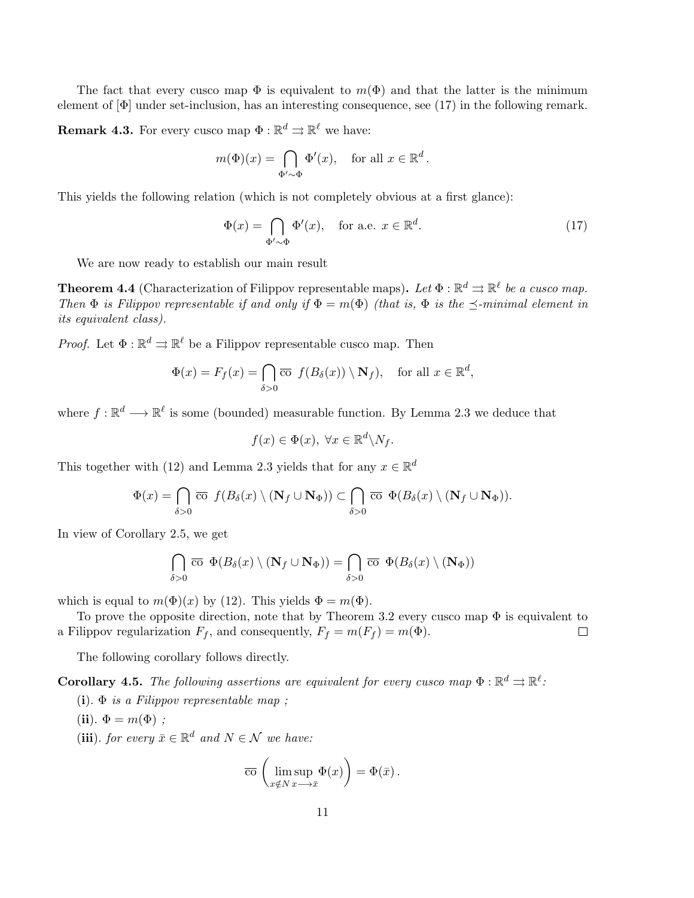The fact that every cusco map $\Phi$ is equivalent to $m(\Phi)$ and that the latter is the minimum element of $[\Phi]$ under set-inclusion, has an interesting consequence, see (17) in the following remark.

**Remark 4.3.** For every cusco map $\Phi : \mathbb{R}^d \rightrightarrows \mathbb{R}^\ell$ we have:

$$m(\Phi)(x) = \bigcap_{\Phi' \sim \Phi} \Phi'(x), \quad \text{for all } x \in \mathbb{R}^d.$$

This yields the following relation (which is not completely obvious at a first glance):

$$\Phi(x) = \bigcap_{\Phi' \sim \Phi} \Phi'(x), \quad \text{for a.e. } x \in \mathbb{R}^d. \tag{17}$$

We are now ready to establish our main result

**Theorem 4.4** (Characterization of Filippov representable maps)**.** *Let $\Phi : \mathbb{R}^d \rightrightarrows \mathbb{R}^\ell$ be a cusco map. Then $\Phi$ is Filippov representable if and only if $\Phi = m(\Phi)$ (that is, $\Phi$ is the $\preceq$-minimal element in its equivalent class).*

*Proof.* Let $\Phi : \mathbb{R}^d \rightrightarrows \mathbb{R}^\ell$ be a Filippov representable cusco map. Then

$$\Phi(x) = F_f(x) = \bigcap_{\delta > 0} \overline{\text{co}}\ f(B_\delta(x)) \setminus \mathbf{N}_f), \quad \text{for all } x \in \mathbb{R}^d,$$

where $f : \mathbb{R}^d \longrightarrow \mathbb{R}^\ell$ is some (bounded) measurable function. By Lemma 2.3 we deduce that

$$f(x) \in \Phi(x),\ \forall x \in \mathbb{R}^d \backslash N_f.$$

This together with (12) and Lemma 2.3 yields that for any $x \in \mathbb{R}^d$

$$\Phi(x) = \bigcap_{\delta > 0} \overline{\text{co}}\ f(B_\delta(x) \setminus (\mathbf{N}_f \cup \mathbf{N}_\Phi)) \subset \bigcap_{\delta > 0} \overline{\text{co}}\ \Phi(B_\delta(x) \setminus (\mathbf{N}_f \cup \mathbf{N}_\Phi)).$$

In view of Corollary 2.5, we get

$$\bigcap_{\delta > 0} \overline{\text{co}}\ \Phi(B_\delta(x) \setminus (\mathbf{N}_f \cup \mathbf{N}_\Phi)) = \bigcap_{\delta > 0} \overline{\text{co}}\ \Phi(B_\delta(x) \setminus (\mathbf{N}_\Phi))$$

which is equal to $m(\Phi)(x)$ by (12). This yields $\Phi = m(\Phi)$.

To prove the opposite direction, note that by Theorem 3.2 every cusco map $\Phi$ is equivalent to a Filippov regularization $F_f$, and consequently, $F_f = m(F_f) = m(\Phi)$. $\square$

The following corollary follows directly.

**Corollary 4.5.** *The following assertions are equivalent for every cusco map $\Phi : \mathbb{R}^d \rightrightarrows \mathbb{R}^\ell$:*

(**i**). *$\Phi$ is a Filippov representable map ;*

(**ii**). *$\Phi = m(\Phi)$ ;*

(**iii**). *for every $\bar{x} \in \mathbb{R}^d$ and $N \in \mathcal{N}$ we have:*

$$\overline{\text{co}} \left( \limsup_{x \notin N\, x \longrightarrow \bar{x}} \Phi(x) \right) = \Phi(\bar{x}).$$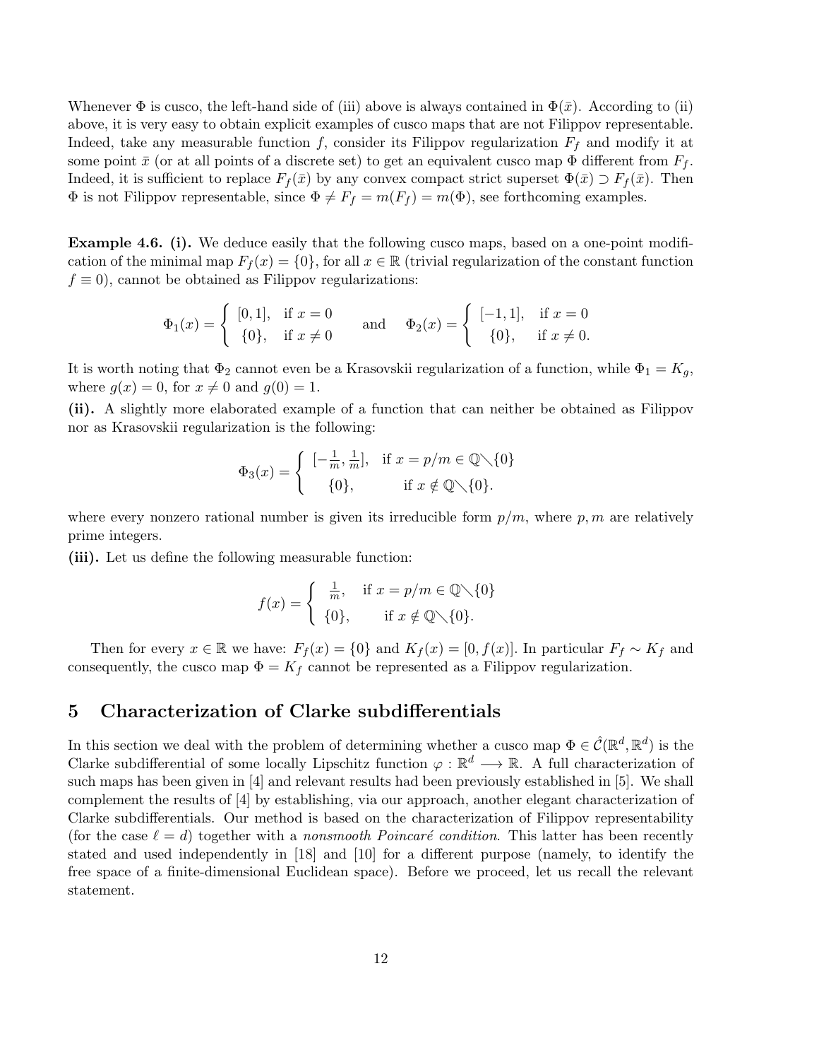Whenever $\Phi$ is cusco, the left-hand side of (iii) above is always contained in $\Phi(\bar{x})$. According to (ii) above, it is very easy to obtain explicit examples of cusco maps that are not Filippov representable. Indeed, take any measurable function $f$, consider its Filippov regularization $F_f$ and modify it at some point $\bar{x}$ (or at all points of a discrete set) to get an equivalent cusco map $\Phi$ different from $F_f$. Indeed, it is sufficient to replace $F_f(\bar{x})$ by any convex compact strict superset $\Phi(\bar{x}) \supset F_f(\bar{x})$. Then $\Phi$ is not Filippov representable, since $\Phi \neq F_f = m(F_f) = m(\Phi)$, see forthcoming examples.

**Example 4.6. (i).** We deduce easily that the following cusco maps, based on a one-point modification of the minimal map $F_f(x) = \{0\}$, for all $x \in \mathbb{R}$ (trivial regularization of the constant function $f \equiv 0$), cannot be obtained as Filippov regularizations:

$$\Phi_1(x) = \begin{cases} [0,1], & \text{if } x = 0 \\ \{0\}, & \text{if } x \neq 0 \end{cases} \qquad \text{and} \qquad \Phi_2(x) = \begin{cases} [-1,1], & \text{if } x = 0 \\ \{0\}, & \text{if } x \neq 0. \end{cases}$$

It is worth noting that $\Phi_2$ cannot even be a Krasovskii regularization of a function, while $\Phi_1 = K_g$, where $g(x) = 0$, for $x \neq 0$ and $g(0) = 1$.

**(ii).** A slightly more elaborated example of a function that can neither be obtained as Filippov nor as Krasovskii regularization is the following:

$$\Phi_3(x) = \begin{cases} [-\frac{1}{m}, \frac{1}{m}], & \text{if } x = p/m \in \mathbb{Q}\diagdown\{0\} \\ \{0\}, & \text{if } x \notin \mathbb{Q}\diagdown\{0\}. \end{cases}$$

where every nonzero rational number is given its irreducible form $p/m$, where $p, m$ are relatively prime integers.

**(iii).** Let us define the following measurable function:

$$f(x) = \begin{cases} \frac{1}{m}, & \text{if } x = p/m \in \mathbb{Q}\diagdown\{0\} \\ \{0\}, & \text{if } x \notin \mathbb{Q}\diagdown\{0\}. \end{cases}$$

Then for every $x \in \mathbb{R}$ we have: $F_f(x) = \{0\}$ and $K_f(x) = [0, f(x)]$. In particular $F_f \sim K_f$ and consequently, the cusco map $\Phi = K_f$ cannot be represented as a Filippov regularization.

## 5 Characterization of Clarke subdifferentials

In this section we deal with the problem of determining whether a cusco map $\Phi \in \hat{\mathcal{C}}(\mathbb{R}^d, \mathbb{R}^d)$ is the Clarke subdifferential of some locally Lipschitz function $\varphi : \mathbb{R}^d \longrightarrow \mathbb{R}$. A full characterization of such maps has been given in [4] and relevant results had been previously established in [5]. We shall complement the results of [4] by establishing, via our approach, another elegant characterization of Clarke subdifferentials. Our method is based on the characterization of Filippov representability (for the case $\ell = d$) together with a *nonsmooth Poincaré condition*. This latter has been recently stated and used independently in [18] and [10] for a different purpose (namely, to identify the free space of a finite-dimensional Euclidean space). Before we proceed, let us recall the relevant statement.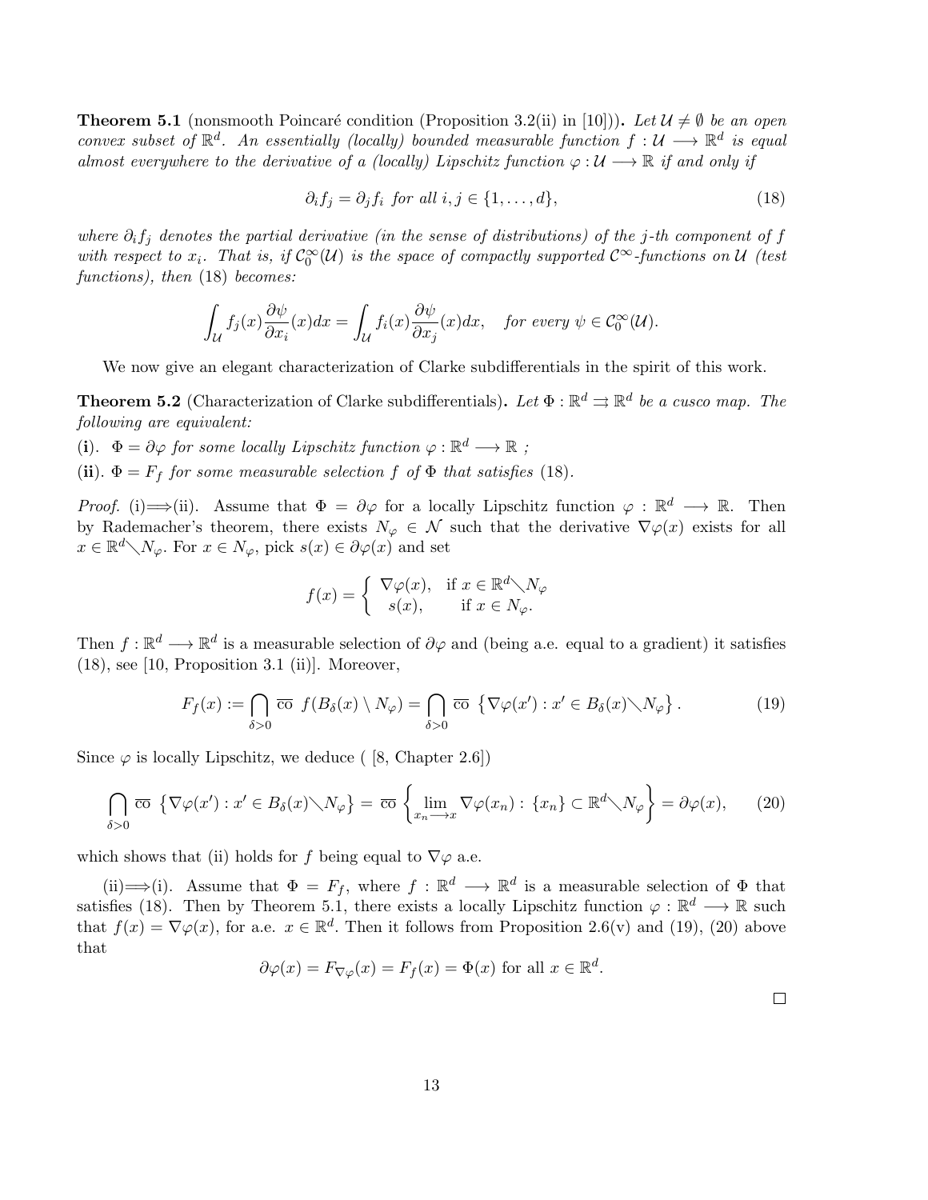**Theorem 5.1** (nonsmooth Poincaré condition (Proposition 3.2(ii) in [10]))**.** *Let $\mathcal{U} \neq \emptyset$ be an open convex subset of $\mathbb{R}^d$. An essentially (locally) bounded measurable function $f : \mathcal{U} \longrightarrow \mathbb{R}^d$ is equal almost everywhere to the derivative of a (locally) Lipschitz function $\varphi : \mathcal{U} \longrightarrow \mathbb{R}$ if and only if*

$$\partial_i f_j = \partial_j f_i \text{ for all } i, j \in \{1, \ldots, d\}, \tag{18}$$

*where $\partial_i f_j$ denotes the partial derivative (in the sense of distributions) of the $j$-th component of $f$ with respect to $x_i$. That is, if $\mathcal{C}_0^\infty(\mathcal{U})$ is the space of compactly supported $\mathcal{C}^\infty$-functions on $\mathcal{U}$ (test functions), then (18) becomes:*

$$\int_{\mathcal{U}} f_j(x) \frac{\partial \psi}{\partial x_i}(x) dx = \int_{\mathcal{U}} f_i(x) \frac{\partial \psi}{\partial x_j}(x) dx, \quad \text{for every } \psi \in \mathcal{C}_0^\infty(\mathcal{U}).$$

We now give an elegant characterization of Clarke subdifferentials in the spirit of this work.

**Theorem 5.2** (Characterization of Clarke subdifferentials)**.** *Let $\Phi : \mathbb{R}^d \rightrightarrows \mathbb{R}^d$ be a cusco map. The following are equivalent:*

(**i**). *$\Phi = \partial\varphi$ for some locally Lipschitz function $\varphi : \mathbb{R}^d \longrightarrow \mathbb{R}$ ;*

(**ii**). *$\Phi = F_f$ for some measurable selection $f$ of $\Phi$ that satisfies (18).*

*Proof.* (i)$\Longrightarrow$(ii). Assume that $\Phi = \partial\varphi$ for a locally Lipschitz function $\varphi : \mathbb{R}^d \longrightarrow \mathbb{R}$. Then by Rademacher's theorem, there exists $N_\varphi \in \mathcal{N}$ such that the derivative $\nabla\varphi(x)$ exists for all $x \in \mathbb{R}^d \setminus N_\varphi$. For $x \in N_\varphi$, pick $s(x) \in \partial\varphi(x)$ and set

$$f(x) = \begin{cases} \nabla\varphi(x), & \text{if } x \in \mathbb{R}^d \setminus N_\varphi \\ s(x), & \text{if } x \in N_\varphi. \end{cases}$$

Then $f : \mathbb{R}^d \longrightarrow \mathbb{R}^d$ is a measurable selection of $\partial\varphi$ and (being a.e. equal to a gradient) it satisfies (18), see [10, Proposition 3.1 (ii)]. Moreover,

$$F_f(x) := \bigcap_{\delta>0} \overline{\text{co}}\ f(B_\delta(x) \setminus N_\varphi) = \bigcap_{\delta>0} \overline{\text{co}}\ \left\{\nabla\varphi(x') : x' \in B_\delta(x) \setminus N_\varphi\right\}. \tag{19}$$

Since $\varphi$ is locally Lipschitz, we deduce ( [8, Chapter 2.6])

$$\bigcap_{\delta>0} \overline{\text{co}}\ \left\{\nabla\varphi(x') : x' \in B_\delta(x) \setminus N_\varphi\right\} = \overline{\text{co}}\ \left\{\lim_{x_n \longrightarrow x} \nabla\varphi(x_n) : \{x_n\} \subset \mathbb{R}^d \setminus N_\varphi\right\} = \partial\varphi(x), \tag{20}$$

which shows that (ii) holds for $f$ being equal to $\nabla\varphi$ a.e.

(ii)$\Longrightarrow$(i). Assume that $\Phi = F_f$, where $f : \mathbb{R}^d \longrightarrow \mathbb{R}^d$ is a measurable selection of $\Phi$ that satisfies (18). Then by Theorem 5.1, there exists a locally Lipschitz function $\varphi : \mathbb{R}^d \longrightarrow \mathbb{R}$ such that $f(x) = \nabla\varphi(x)$, for a.e. $x \in \mathbb{R}^d$. Then it follows from Proposition 2.6(v) and (19), (20) above that

$$\partial\varphi(x) = F_{\nabla\varphi}(x) = F_f(x) = \Phi(x) \text{ for all } x \in \mathbb{R}^d.$$

$\square$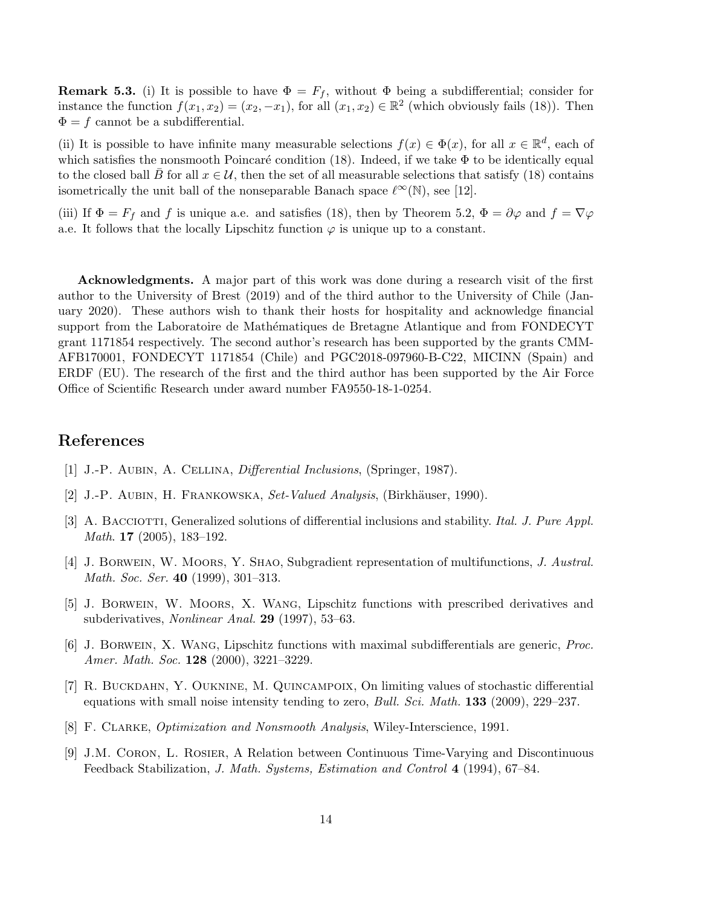**Remark 5.3.** (i) It is possible to have $\Phi = F_f$, without $\Phi$ being a subdifferential; consider for instance the function $f(x_1, x_2) = (x_2, -x_1)$, for all $(x_1, x_2) \in \mathbb{R}^2$ (which obviously fails (18)). Then $\Phi = f$ cannot be a subdifferential.

(ii) It is possible to have infinite many measurable selections $f(x) \in \Phi(x)$, for all $x \in \mathbb{R}^d$, each of which satisfies the nonsmooth Poincaré condition (18). Indeed, if we take $\Phi$ to be identically equal to the closed ball $\bar{B}$ for all $x \in \mathcal{U}$, then the set of all measurable selections that satisfy (18) contains isometrically the unit ball of the nonseparable Banach space $\ell^\infty(\mathbb{N})$, see [12].

(iii) If $\Phi = F_f$ and $f$ is unique a.e. and satisfies (18), then by Theorem 5.2, $\Phi = \partial\varphi$ and $f = \nabla\varphi$ a.e. It follows that the locally Lipschitz function $\varphi$ is unique up to a constant.

**Acknowledgments.** A major part of this work was done during a research visit of the first author to the University of Brest (2019) and of the third author to the University of Chile (January 2020). These authors wish to thank their hosts for hospitality and acknowledge financial support from the Laboratoire de Mathématiques de Bretagne Atlantique and from FONDECYT grant 1171854 respectively. The second author's research has been supported by the grants CMM-AFB170001, FONDECYT 1171854 (Chile) and PGC2018-097960-B-C22, MICINN (Spain) and ERDF (EU). The research of the first and the third author has been supported by the Air Force Office of Scientific Research under award number FA9550-18-1-0254.

# References

[1] J.-P. Aubin, A. Cellina, *Differential Inclusions*, (Springer, 1987).

[2] J.-P. Aubin, H. Frankowska, *Set-Valued Analysis*, (Birkhäuser, 1990).

[3] A. Bacciotti, Generalized solutions of differential inclusions and stability. *Ital. J. Pure Appl. Math.* **17** (2005), 183–192.

[4] J. Borwein, W. Moors, Y. Shao, Subgradient representation of multifunctions, *J. Austral. Math. Soc. Ser.* **40** (1999), 301–313.

[5] J. Borwein, W. Moors, X. Wang, Lipschitz functions with prescribed derivatives and subderivatives, *Nonlinear Anal.* **29** (1997), 53–63.

[6] J. Borwein, X. Wang, Lipschitz functions with maximal subdifferentials are generic, *Proc. Amer. Math. Soc.* **128** (2000), 3221–3229.

[7] R. Buckdahn, Y. Ouknine, M. Quincampoix, On limiting values of stochastic differential equations with small noise intensity tending to zero, *Bull. Sci. Math.* **133** (2009), 229–237.

[8] F. Clarke, *Optimization and Nonsmooth Analysis*, Wiley-Interscience, 1991.

[9] J.M. Coron, L. Rosier, A Relation between Continuous Time-Varying and Discontinuous Feedback Stabilization, *J. Math. Systems, Estimation and Control* **4** (1994), 67–84.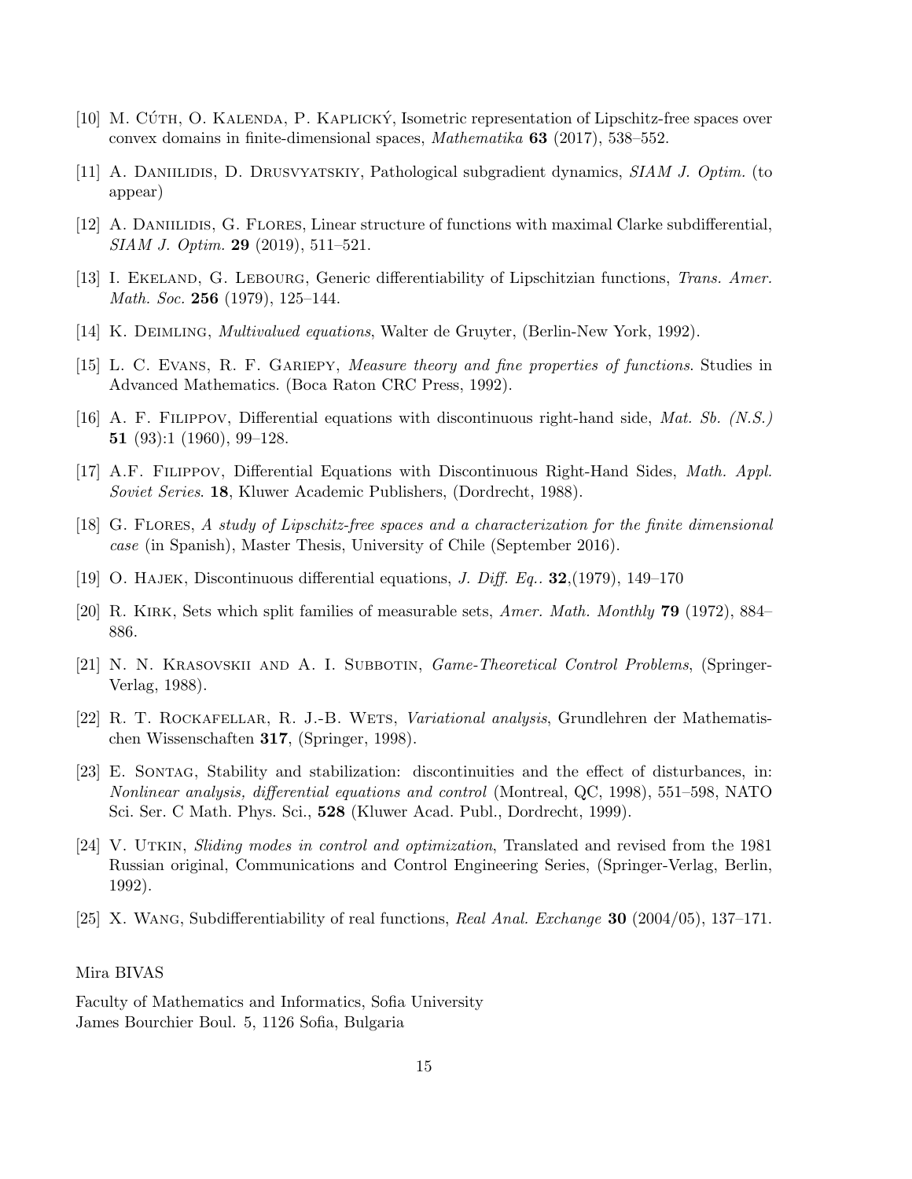[10] M. Cúth, O. Kalenda, P. Kaplický, Isometric representation of Lipschitz-free spaces over convex domains in finite-dimensional spaces, *Mathematika* **63** (2017), 538–552.

[11] A. Daniilidis, D. Drusvyatskiy, Pathological subgradient dynamics, *SIAM J. Optim.* (to appear)

[12] A. Daniilidis, G. Flores, Linear structure of functions with maximal Clarke subdifferential, *SIAM J. Optim.* **29** (2019), 511–521.

[13] I. Ekeland, G. Lebourg, Generic differentiability of Lipschitzian functions, *Trans. Amer. Math. Soc.* **256** (1979), 125–144.

[14] K. Deimling, *Multivalued equations*, Walter de Gruyter, (Berlin-New York, 1992).

[15] L. C. Evans, R. F. Gariepy, *Measure theory and fine properties of functions*. Studies in Advanced Mathematics. (Boca Raton CRC Press, 1992).

[16] A. F. Filippov, Differential equations with discontinuous right-hand side, *Mat. Sb. (N.S.)* **51** (93):1 (1960), 99–128.

[17] A.F. Filippov, Differential Equations with Discontinuous Right-Hand Sides, *Math. Appl. Soviet Series*. **18**, Kluwer Academic Publishers, (Dordrecht, 1988).

[18] G. Flores, *A study of Lipschitz-free spaces and a characterization for the finite dimensional case* (in Spanish), Master Thesis, University of Chile (September 2016).

[19] O. Hajek, Discontinuous differential equations, *J. Diff. Eq.*. **32**,(1979), 149–170

[20] R. Kirk, Sets which split families of measurable sets, *Amer. Math. Monthly* **79** (1972), 884–886.

[21] N. N. Krasovskii and A. I. Subbotin, *Game-Theoretical Control Problems*, (Springer-Verlag, 1988).

[22] R. T. Rockafellar, R. J.-B. Wets, *Variational analysis*, Grundlehren der Mathematischen Wissenschaften **317**, (Springer, 1998).

[23] E. Sontag, Stability and stabilization: discontinuities and the effect of disturbances, in: *Nonlinear analysis, differential equations and control* (Montreal, QC, 1998), 551–598, NATO Sci. Ser. C Math. Phys. Sci., **528** (Kluwer Acad. Publ., Dordrecht, 1999).

[24] V. Utkin, *Sliding modes in control and optimization*, Translated and revised from the 1981 Russian original, Communications and Control Engineering Series, (Springer-Verlag, Berlin, 1992).

[25] X. Wang, Subdifferentiability of real functions, *Real Anal. Exchange* **30** (2004/05), 137–171.

Mira BIVAS

Faculty of Mathematics and Informatics, Sofia University
James Bourchier Boul. 5, 1126 Sofia, Bulgaria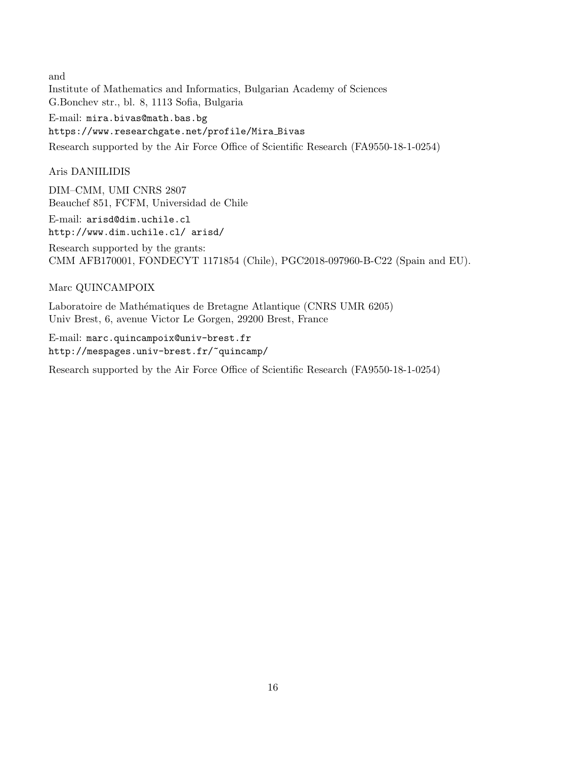and

Institute of Mathematics and Informatics, Bulgarian Academy of Sciences
G.Bonchev str., bl. 8, 1113 Sofia, Bulgaria

E-mail: mira.bivas@math.bas.bg
https://www.researchgate.net/profile/Mira_Bivas

Research supported by the Air Force Office of Scientific Research (FA9550-18-1-0254)

Aris DANIILIDIS

DIM–CMM, UMI CNRS 2807
Beauchef 851, FCFM, Universidad de Chile

E-mail: arisd@dim.uchile.cl
http://www.dim.uchile.cl/ arisd/

Research supported by the grants:
CMM AFB170001, FONDECYT 1171854 (Chile), PGC2018-097960-B-C22 (Spain and EU).

Marc QUINCAMPOIX

Laboratoire de Mathématiques de Bretagne Atlantique (CNRS UMR 6205)
Univ Brest, 6, avenue Victor Le Gorgen, 29200 Brest, France

E-mail: marc.quincampoix@univ-brest.fr
http://mespages.univ-brest.fr/~quincamp/

Research supported by the Air Force Office of Scientific Research (FA9550-18-1-0254)